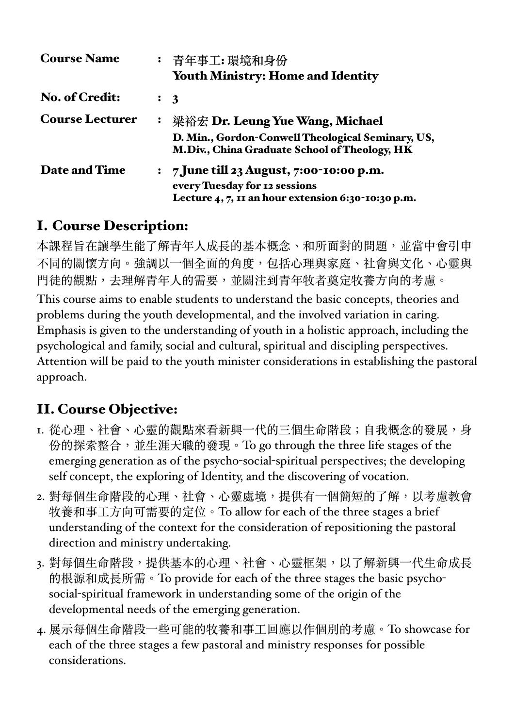| | | |
|---|---|---|
| **Course Name** | : | 青年事工: 環境和身份<br>**Youth Ministry: Home and Identity** |
| **No. of Credit:** | : | **3** |
| **Course Lecturer** | : | 梁裕宏 **Dr. Leung Yue Wang, Michael**<br>**D. Min., Gordon-Conwell Theological Seminary, US,**<br>**M.Div., China Graduate School of Theology, HK** |
| **Date and Time** | : | **7 June till 23 August, 7:00-10:00 p.m.**<br>**every Tuesday for 12 sessions**<br>**Lecture 4, 7, 11 an hour extension 6:30-10:30 p.m.** |

## I. Course Description:

本課程旨在讓學生能了解青年人成長的基本概念、和所面對的問題，並當中會引申不同的關懷方向。強調以一個全面的角度，包括心理與家庭、社會與文化、心靈與門徒的觀點，去理解青年人的需要，並關注到青年牧者奠定牧養方向的考慮。

This course aims to enable students to understand the basic concepts, theories and problems during the youth developmental, and the involved variation in caring. Emphasis is given to the understanding of youth in a holistic approach, including the psychological and family, social and cultural, spiritual and discipling perspectives. Attention will be paid to the youth minister considerations in establishing the pastoral approach.

## II. Course Objective:

1. 從心理、社會、心靈的觀點來看新興一代的三個生命階段；自我概念的發展，身份的探索整合，並生涯天職的發現。To go through the three life stages of the emerging generation as of the psycho-social-spiritual perspectives; the developing self concept, the exploring of Identity, and the discovering of vocation.
2. 對每個生命階段的心理、社會、心靈處境，提供有一個簡短的了解，以考慮教會牧養和事工方向可需要的定位。To allow for each of the three stages a brief understanding of the context for the consideration of repositioning the pastoral direction and ministry undertaking.
3. 對每個生命階段，提供基本的心理、社會、心靈框架，以了解新興一代生命成長的根源和成長所需。To provide for each of the three stages the basic psycho-social-spiritual framework in understanding some of the origin of the developmental needs of the emerging generation.
4. 展示每個生命階段一些可能的牧養和事工回應以作個別的考慮。To showcase for each of the three stages a few pastoral and ministry responses for possible considerations.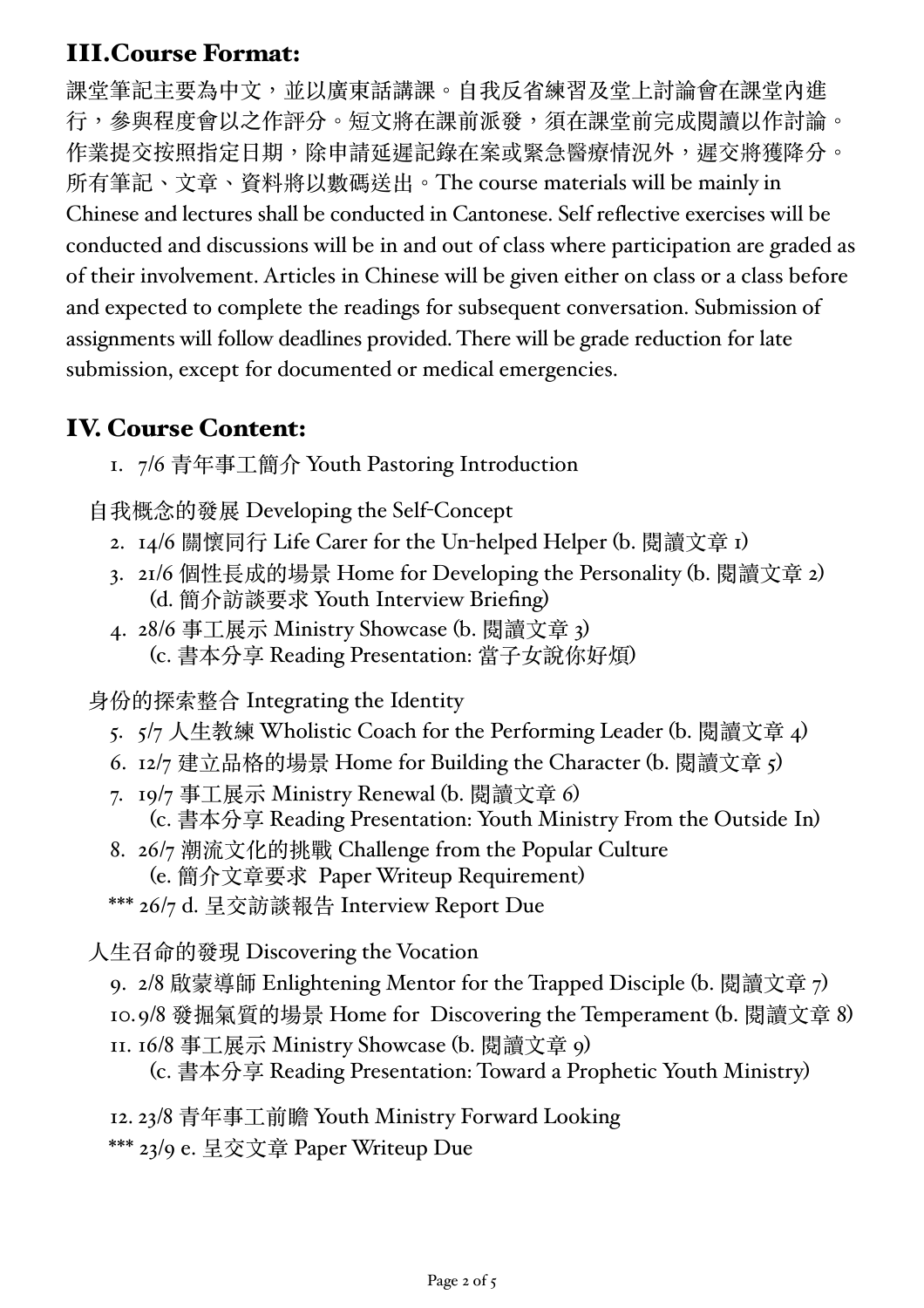## III. Course Format:

課堂筆記主要為中文，並以廣東話講課。自我反省練習及堂上討論會在課堂內進行，參與程度會以之作評分。短文將在課前派發，須在課堂前完成閱讀以作討論。作業提交按照指定日期，除申請延遲記錄在案或緊急醫療情況外，遲交將獲降分。所有筆記、文章、資料將以數碼送出。The course materials will be mainly in Chinese and lectures shall be conducted in Cantonese. Self reflective exercises will be conducted and discussions will be in and out of class where participation are graded as of their involvement. Articles in Chinese will be given either on class or a class before and expected to complete the readings for subsequent conversation. Submission of assignments will follow deadlines provided. There will be grade reduction for late submission, except for documented or medical emergencies.

## IV. Course Content:

1. 7/6 青年事工簡介 Youth Pastoring Introduction

自我概念的發展 Developing the Self-Concept

2. 14/6 關懷同行 Life Carer for the Un-helped Helper (b. 閱讀文章 1)
3. 21/6 個性長成的場景 Home for Developing the Personality (b. 閱讀文章 2)
   (d. 簡介訪談要求 Youth Interview Briefing)
4. 28/6 事工展示 Ministry Showcase (b. 閱讀文章 3)
   (c. 書本分享 Reading Presentation: 當子女說你好煩)

身份的探索整合 Integrating the Identity

5. 5/7 人生教練 Wholistic Coach for the Performing Leader (b. 閱讀文章 4)
6. 12/7 建立品格的場景 Home for Building the Character (b. 閱讀文章 5)
7. 19/7 事工展示 Ministry Renewal (b. 閱讀文章 6)
   (c. 書本分享 Reading Presentation: Youth Ministry From the Outside In)
8. 26/7 潮流文化的挑戰 Challenge from the Popular Culture
   (e. 簡介文章要求 Paper Writeup Requirement)

*** 26/7 d. 呈交訪談報告 Interview Report Due

人生召命的發現 Discovering the Vocation

9. 2/8 啟蒙導師 Enlightening Mentor for the Trapped Disciple (b. 閱讀文章 7)
10. 9/8 發掘氣質的場景 Home for Discovering the Temperament (b. 閱讀文章 8)
11. 16/8 事工展示 Ministry Showcase (b. 閱讀文章 9)
    (c. 書本分享 Reading Presentation: Toward a Prophetic Youth Ministry)
12. 23/8 青年事工前瞻 Youth Ministry Forward Looking

*** 23/9 e. 呈交文章 Paper Writeup Due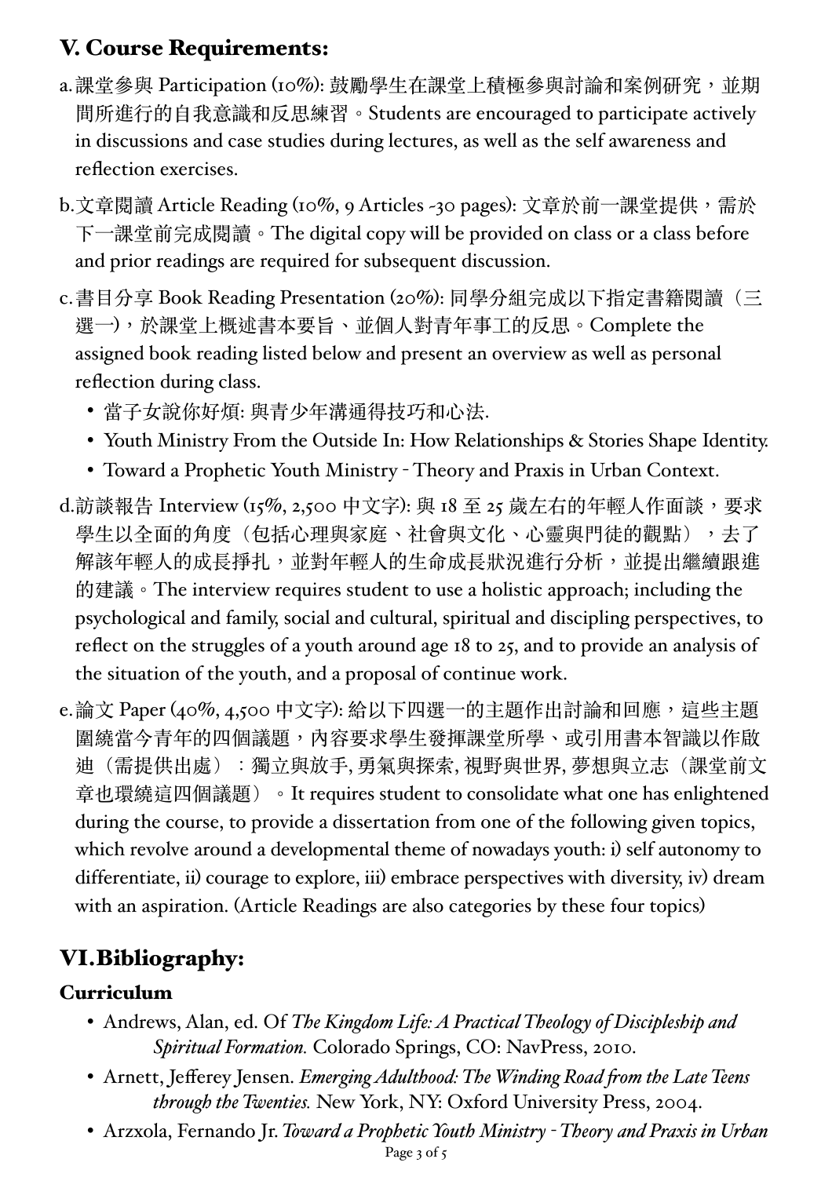## V. Course Requirements:

a. 課堂參與 Participation (10%): 鼓勵學生在課堂上積極參與討論和案例研究，並期間所進行的自我意識和反思練習。Students are encouraged to participate actively in discussions and case studies during lectures, as well as the self awareness and reflection exercises.

b. 文章閱讀 Article Reading (10%, 9 Articles ~30 pages): 文章於前一課堂提供，需於下一課堂前完成閱讀。The digital copy will be provided on class or a class before and prior readings are required for subsequent discussion.

c. 書目分享 Book Reading Presentation (20%): 同學分組完成以下指定書籍閱讀（三選一)，於課堂上概述書本要旨、並個人對青年事工的反思。Complete the assigned book reading listed below and present an overview as well as personal reflection during class.

- 當子女說你好煩: 與青少年溝通得技巧和心法.
- Youth Ministry From the Outside In: How Relationships & Stories Shape Identity.
- Toward a Prophetic Youth Ministry - Theory and Praxis in Urban Context.

d. 訪談報告 Interview (15%, 2,500 中文字): 與 18 至 25 歲左右的年輕人作面談，要求學生以全面的角度（包括心理與家庭、社會與文化、心靈與門徒的觀點），去了解該年輕人的成長掙扎，並對年輕人的生命成長狀況進行分析，並提出繼續跟進的建議。The interview requires student to use a holistic approach; including the psychological and family, social and cultural, spiritual and discipling perspectives, to reflect on the struggles of a youth around age 18 to 25, and to provide an analysis of the situation of the youth, and a proposal of continue work.

e. 論文 Paper (40%, 4,500 中文字): 給以下四選一的主題作出討論和回應，這些主題圍繞當今青年的四個議題，內容要求學生發揮課堂所學、或引用書本智識以作啟迪（需提供出處）：獨立與放手, 勇氣與探索, 視野與世界, 夢想與立志（課堂前文章也環繞這四個議題）。It requires student to consolidate what one has enlightened during the course, to provide a dissertation from one of the following given topics, which revolve around a developmental theme of nowadays youth: i) self autonomy to differentiate, ii) courage to explore, iii) embrace perspectives with diversity, iv) dream with an aspiration. (Article Readings are also categories by these four topics)

## VI. Bibliography:

### Curriculum

- Andrews, Alan, ed. Of *The Kingdom Life: A Practical Theology of Discipleship and Spiritual Formation.* Colorado Springs, CO: NavPress, 2010.
- Arnett, Jefferey Jensen. *Emerging Adulthood: The Winding Road from the Late Teens through the Twenties.* New York, NY: Oxford University Press, 2004.
- Arzxola, Fernando Jr. *Toward a Prophetic Youth Ministry - Theory and Praxis in Urban*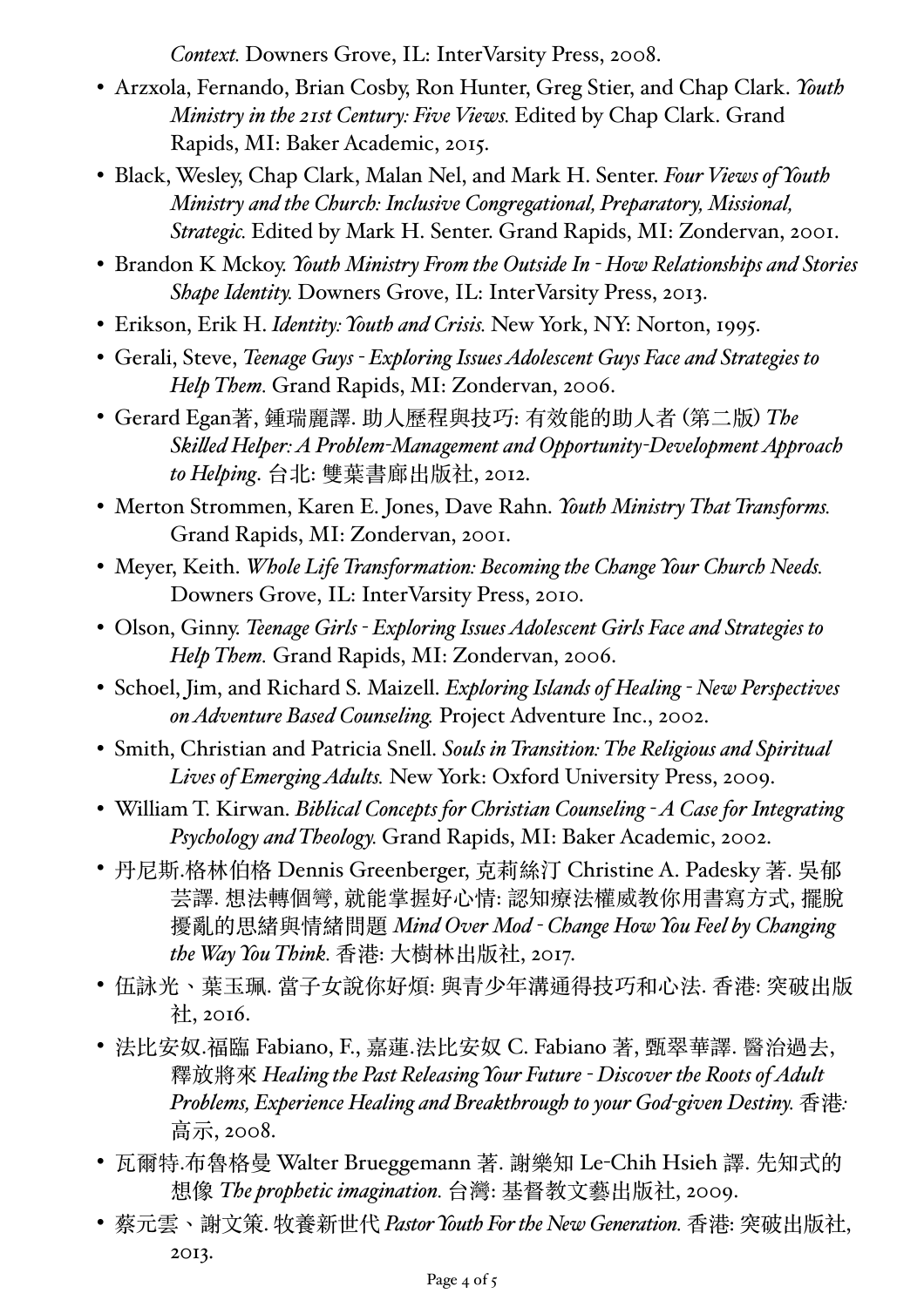*Context.* Downers Grove, IL: InterVarsity Press, 2008.

- Arzxola, Fernando, Brian Cosby, Ron Hunter, Greg Stier, and Chap Clark. *Youth Ministry in the 21st Century: Five Views.* Edited by Chap Clark. Grand Rapids, MI: Baker Academic, 2015.
- Black, Wesley, Chap Clark, Malan Nel, and Mark H. Senter. *Four Views of Youth Ministry and the Church: Inclusive Congregational, Preparatory, Missional, Strategic.* Edited by Mark H. Senter. Grand Rapids, MI: Zondervan, 2001.
- Brandon K Mckoy. *Youth Ministry From the Outside In - How Relationships and Stories Shape Identity.* Downers Grove, IL: InterVarsity Press, 2013.
- Erikson, Erik H. *Identity: Youth and Crisis.* New York, NY: Norton, 1995.
- Gerali, Steve, *Teenage Guys - Exploring Issues Adolescent Guys Face and Strategies to Help Them.* Grand Rapids, MI: Zondervan, 2006.
- Gerard Egan著, 鍾瑞麗譯. 助人歷程與技巧: 有效能的助人者 (第二版) *The Skilled Helper: A Problem-Management and Opportunity-Development Approach to Helping*. 台北: 雙葉書廊出版社, 2012.
- Merton Strommen, Karen E. Jones, Dave Rahn. *Youth Ministry That Transforms.* Grand Rapids, MI: Zondervan, 2001.
- Meyer, Keith. *Whole Life Transformation: Becoming the Change Your Church Needs.* Downers Grove, IL: InterVarsity Press, 2010.
- Olson, Ginny. *Teenage Girls - Exploring Issues Adolescent Girls Face and Strategies to Help Them.* Grand Rapids, MI: Zondervan, 2006.
- Schoel, Jim, and Richard S. Maizell. *Exploring Islands of Healing - New Perspectives on Adventure Based Counseling.* Project Adventure Inc., 2002.
- Smith, Christian and Patricia Snell. *Souls in Transition: The Religious and Spiritual Lives of Emerging Adults.* New York: Oxford University Press, 2009.
- William T. Kirwan. *Biblical Concepts for Christian Counseling - A Case for Integrating Psychology and Theology.* Grand Rapids, MI: Baker Academic, 2002.
- 丹尼斯.格林伯格 Dennis Greenberger, 克莉絲汀 Christine A. Padesky 著. 吳郁芸譯. 想法轉個彎, 就能掌握好心情: 認知療法權威教你用書寫方式, 擺脫擾亂的思緒與情緒問題 *Mind Over Mod - Change How You Feel by Changing the Way You Think.* 香港: 大樹林出版社, 2017.
- 伍詠光、葉玉珮. 當子女說你好煩: 與青少年溝通得技巧和心法. 香港: 突破出版社, 2016.
- 法比安奴.福臨 Fabiano, F., 嘉蓮.法比安奴 C. Fabiano 著, 甄翠華譯. 醫治過去, 釋放將來 *Healing the Past Releasing Your Future - Discover the Roots of Adult Problems, Experience Healing and Breakthrough to your God-given Destiny.* 香港: 高示, 2008.
- 瓦爾特.布魯格曼 Walter Brueggemann 著. 謝樂知 Le-Chih Hsieh 譯. 先知式的想像 *The prophetic imagination.* 台灣: 基督教文藝出版社, 2009.
- 蔡元雲、謝文策. 牧養新世代 *Pastor Youth For the New Generation.* 香港: 突破出版社, 2013.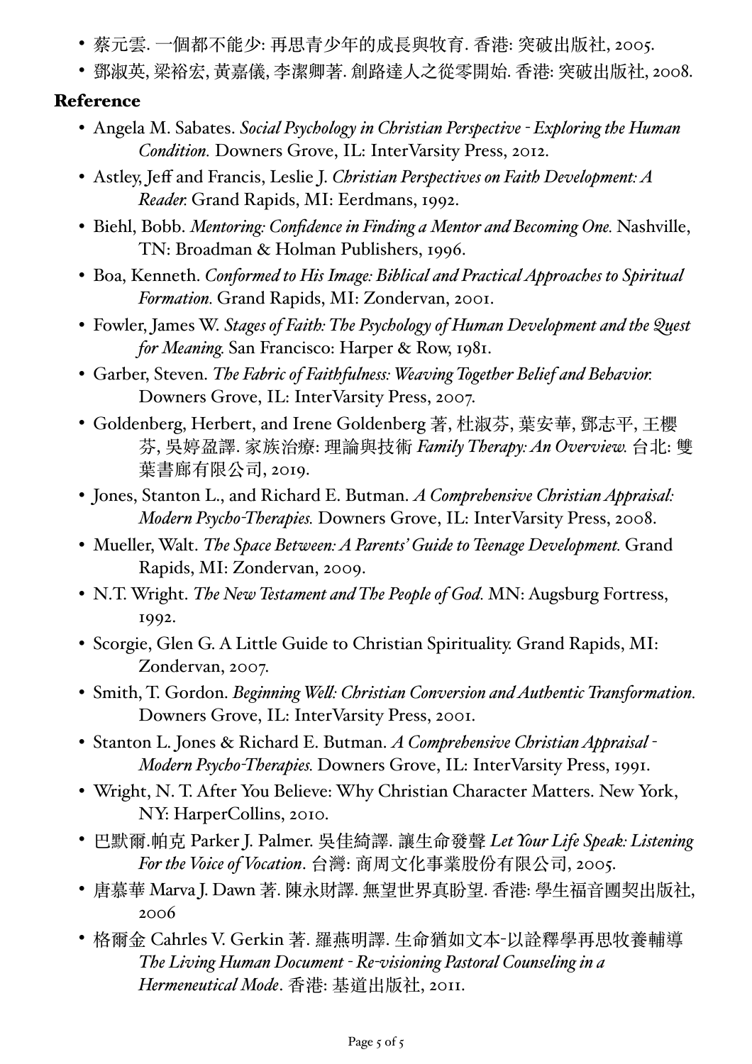- 蔡元雲. 一個都不能少: 再思青少年的成長與牧育. 香港: 突破出版社, 2005.
- 鄧淑英, 梁裕宏, 黃嘉儀, 李潔卿著. 創路達人之從零開始. 香港: 突破出版社, 2008.

## Reference

- Angela M. Sabates. *Social Psychology in Christian Perspective - Exploring the Human Condition.* Downers Grove, IL: InterVarsity Press, 2012.
- Astley, Jeff and Francis, Leslie J. *Christian Perspectives on Faith Development: A Reader.* Grand Rapids, MI: Eerdmans, 1992.
- Biehl, Bobb. *Mentoring: Confidence in Finding a Mentor and Becoming One.* Nashville, TN: Broadman & Holman Publishers, 1996.
- Boa, Kenneth. *Conformed to His Image: Biblical and Practical Approaches to Spiritual Formation.* Grand Rapids, MI: Zondervan, 2001.
- Fowler, James W. *Stages of Faith: The Psychology of Human Development and the Quest for Meaning.* San Francisco: Harper & Row, 1981.
- Garber, Steven. *The Fabric of Faithfulness: Weaving Together Belief and Behavior.* Downers Grove, IL: InterVarsity Press, 2007.
- Goldenberg, Herbert, and Irene Goldenberg 著, 杜淑芬, 葉安華, 鄧志平, 王櫻芬, 吳婷盈譯. 家族治療: 理論與技術 *Family Therapy: An Overview.* 台北: 雙葉書廊有限公司, 2019.
- Jones, Stanton L., and Richard E. Butman. *A Comprehensive Christian Appraisal: Modern Psycho-Therapies.* Downers Grove, IL: InterVarsity Press, 2008.
- Mueller, Walt. *The Space Between: A Parents' Guide to Teenage Development.* Grand Rapids, MI: Zondervan, 2009.
- N.T. Wright. *The New Testament and The People of God.* MN: Augsburg Fortress, 1992.
- Scorgie, Glen G. A Little Guide to Christian Spirituality. Grand Rapids, MI: Zondervan, 2007.
- Smith, T. Gordon. *Beginning Well: Christian Conversion and Authentic Transformation.* Downers Grove, IL: InterVarsity Press, 2001.
- Stanton L. Jones & Richard E. Butman. *A Comprehensive Christian Appraisal - Modern Psycho-Therapies.* Downers Grove, IL: InterVarsity Press, 1991.
- Wright, N. T. After You Believe: Why Christian Character Matters. New York, NY: HarperCollins, 2010.
- 巴默爾.帕克 Parker J. Palmer. 吳佳綺譯. 讓生命發聲 *Let Your Life Speak: Listening For the Voice of Vocation*. 台灣: 商周文化事業股份有限公司, 2005.
- 唐慕華 Marva J. Dawn 著. 陳永財譯. 無望世界真盼望. 香港: 學生福音團契出版社, 2006
- 格爾金 Cahrles V. Gerkin 著. 羅燕明譯. 生命猶如文本-以詮釋學再思牧養輔導 *The Living Human Document - Re-visioning Pastoral Counseling in a Hermeneutical Mode*. 香港: 基道出版社, 2011.